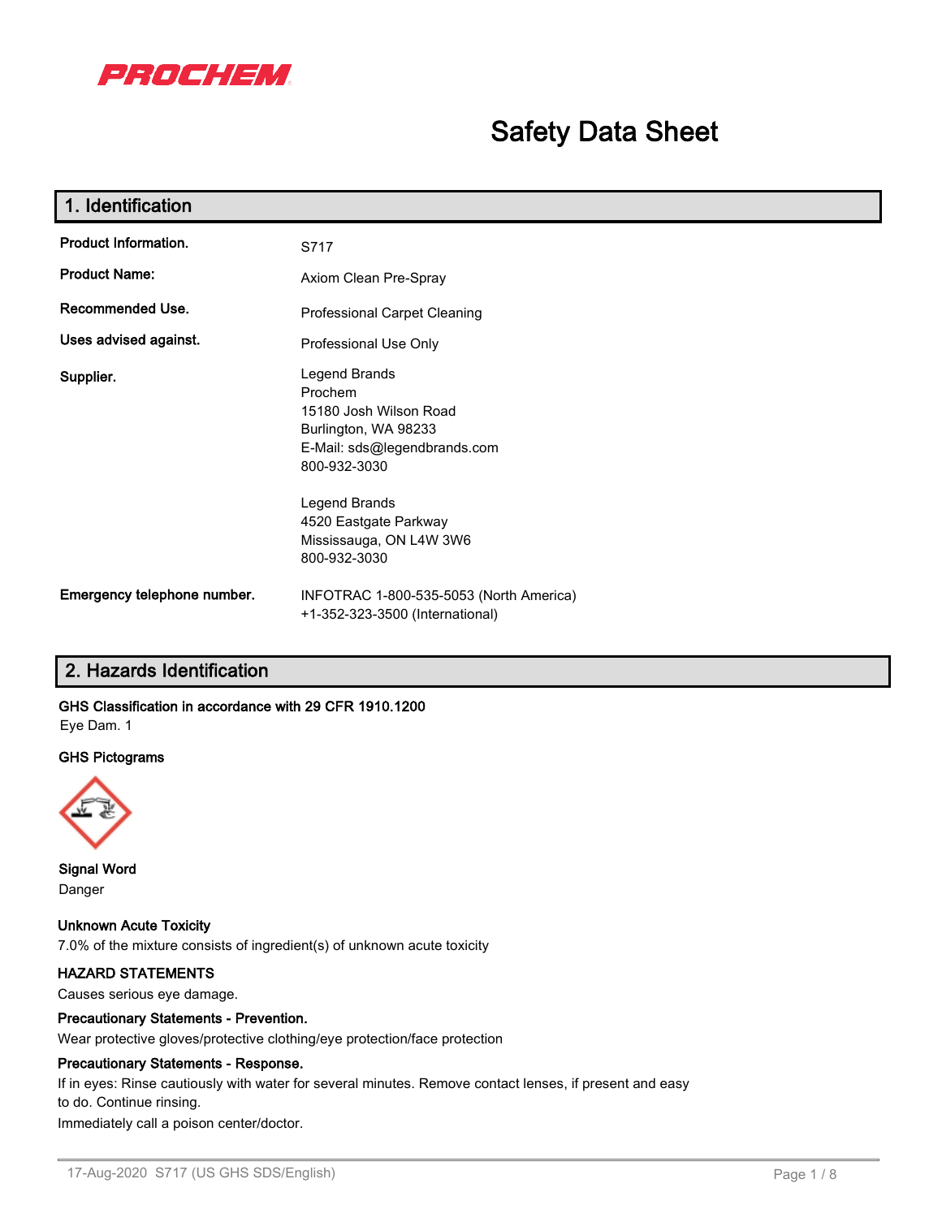PROCHEM

# Safety Data Sheet

## 1. Identification

**Product Information.** S717

**Product Name:** Axiom Clean Pre-Spray

**Recommended Use.** Professional Carpet Cleaning

**Uses advised against.** Professional Use Only

**Supplier.**
Legend Brands
Prochem
15180 Josh Wilson Road
Burlington, WA 98233
E-Mail: sds@legendbrands.com
800-932-3030

Legend Brands
4520 Eastgate Parkway
Mississauga, ON L4W 3W6
800-932-3030

**Emergency telephone number.**
INFOTRAC 1-800-535-5053 (North America)
+1-352-323-3500 (International)

## 2. Hazards Identification

**GHS Classification in accordance with 29 CFR 1910.1200**
Eye Dam. 1

**GHS Pictograms**

**Signal Word**
Danger

**Unknown Acute Toxicity**
7.0% of the mixture consists of ingredient(s) of unknown acute toxicity

**HAZARD STATEMENTS**
Causes serious eye damage.

**Precautionary Statements - Prevention.**
Wear protective gloves/protective clothing/eye protection/face protection

**Precautionary Statements - Response.**
If in eyes: Rinse cautiously with water for several minutes. Remove contact lenses, if present and easy to do. Continue rinsing.
Immediately call a poison center/doctor.

17-Aug-2020 S717 (US GHS SDS/English)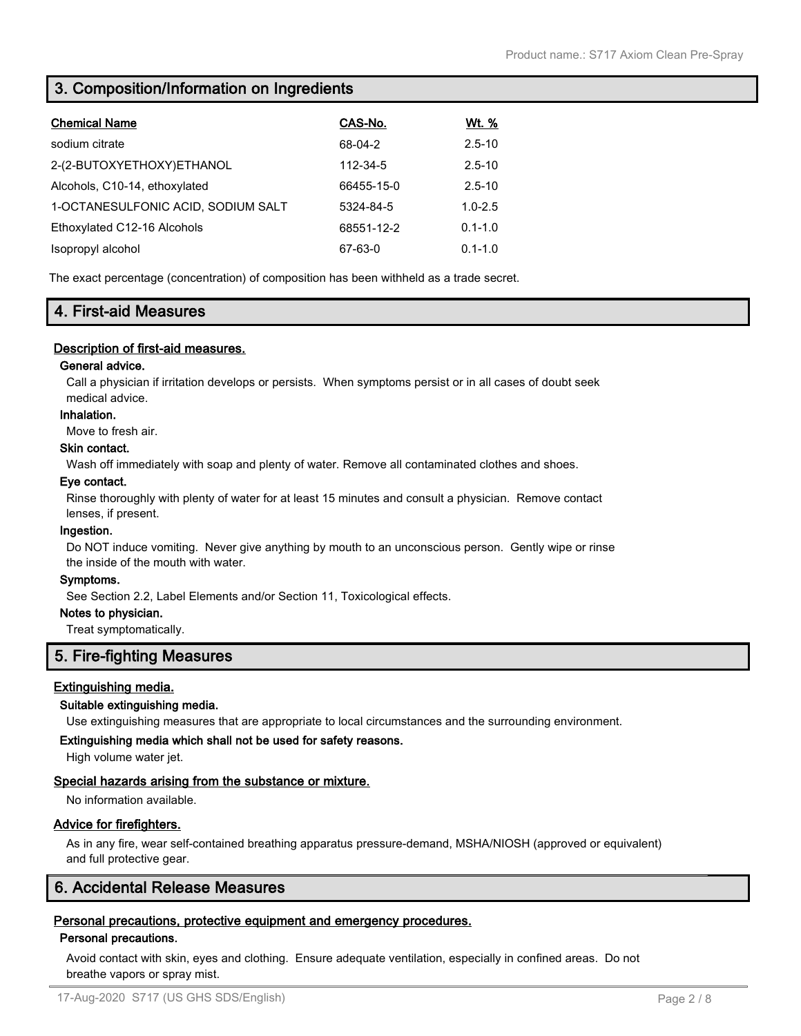## 3. Composition/Information on Ingredients

| Chemical Name | CAS-No. | Wt. % |
|---|---|---|
| sodium citrate | 68-04-2 | 2.5-10 |
| 2-(2-BUTOXYETHOXY)ETHANOL | 112-34-5 | 2.5-10 |
| Alcohols, C10-14, ethoxylated | 66455-15-0 | 2.5-10 |
| 1-OCTANESULFONIC ACID, SODIUM SALT | 5324-84-5 | 1.0-2.5 |
| Ethoxylated C12-16 Alcohols | 68551-12-2 | 0.1-1.0 |
| Isopropyl alcohol | 67-63-0 | 0.1-1.0 |

The exact percentage (concentration) of composition has been withheld as a trade secret.

## 4. First-aid Measures

### Description of first-aid measures.

**General advice.**

Call a physician if irritation develops or persists. When symptoms persist or in all cases of doubt seek medical advice.

**Inhalation.**

Move to fresh air.

**Skin contact.**

Wash off immediately with soap and plenty of water. Remove all contaminated clothes and shoes.

**Eye contact.**

Rinse thoroughly with plenty of water for at least 15 minutes and consult a physician. Remove contact lenses, if present.

**Ingestion.**

Do NOT induce vomiting. Never give anything by mouth to an unconscious person. Gently wipe or rinse the inside of the mouth with water.

**Symptoms.**

See Section 2.2, Label Elements and/or Section 11, Toxicological effects.

**Notes to physician.**

Treat symptomatically.

## 5. Fire-fighting Measures

### Extinguishing media.

**Suitable extinguishing media.**

Use extinguishing measures that are appropriate to local circumstances and the surrounding environment.

**Extinguishing media which shall not be used for safety reasons.**

High volume water jet.

### Special hazards arising from the substance or mixture.

No information available.

### Advice for firefighters.

As in any fire, wear self-contained breathing apparatus pressure-demand, MSHA/NIOSH (approved or equivalent) and full protective gear.

## 6. Accidental Release Measures

### Personal precautions, protective equipment and emergency procedures.

**Personal precautions.**

Avoid contact with skin, eyes and clothing. Ensure adequate ventilation, especially in confined areas. Do not breathe vapors or spray mist.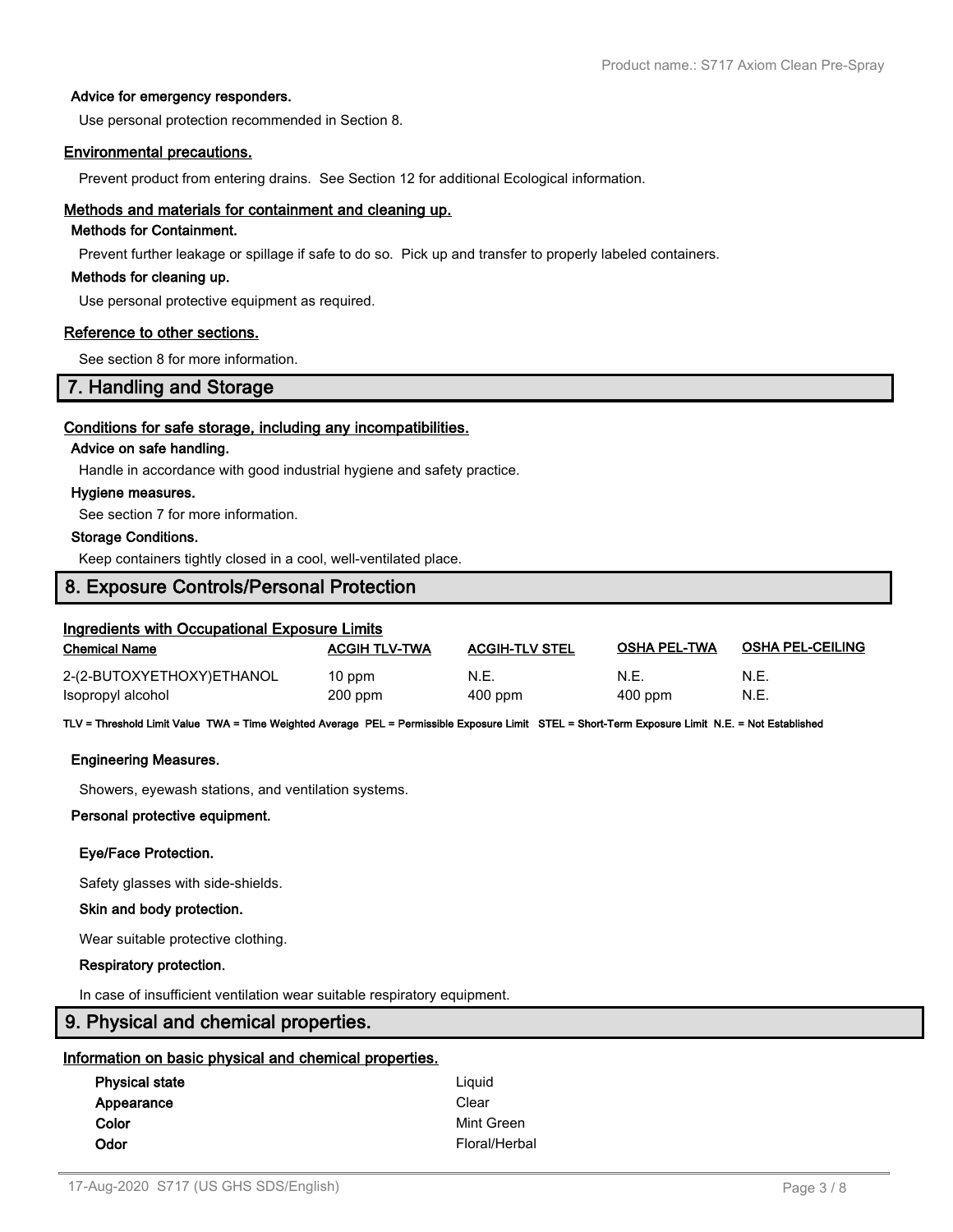### Advice for emergency responders.

Use personal protection recommended in Section 8.

### Environmental precautions.

Prevent product from entering drains. See Section 12 for additional Ecological information.

### Methods and materials for containment and cleaning up.

#### Methods for Containment.

Prevent further leakage or spillage if safe to do so. Pick up and transfer to properly labeled containers.

#### Methods for cleaning up.

Use personal protective equipment as required.

### Reference to other sections.

See section 8 for more information.

## 7. Handling and Storage

### Conditions for safe storage, including any incompatibilities.

#### Advice on safe handling.

Handle in accordance with good industrial hygiene and safety practice.

#### Hygiene measures.

See section 7 for more information.

#### Storage Conditions.

Keep containers tightly closed in a cool, well-ventilated place.

## 8. Exposure Controls/Personal Protection

### Ingredients with Occupational Exposure Limits

| Chemical Name | ACGIH TLV-TWA | ACGIH-TLV STEL | OSHA PEL-TWA | OSHA PEL-CEILING |
|---|---|---|---|---|
| 2-(2-BUTOXYETHOXY)ETHANOL | 10 ppm | N.E. | N.E. | N.E. |
| Isopropyl alcohol | 200 ppm | 400 ppm | 400 ppm | N.E. |

**TLV = Threshold Limit Value TWA = Time Weighted Average PEL = Permissible Exposure Limit STEL = Short-Term Exposure Limit N.E. = Not Established**

#### Engineering Measures.

Showers, eyewash stations, and ventilation systems.

#### Personal protective equipment.

**Eye/Face Protection.**

Safety glasses with side-shields.

**Skin and body protection.**

Wear suitable protective clothing.

**Respiratory protection.**

In case of insufficient ventilation wear suitable respiratory equipment.

## 9. Physical and chemical properties.

### Information on basic physical and chemical properties.

| | |
|---|---|
| **Physical state** | Liquid |
| **Appearance** | Clear |
| **Color** | Mint Green |
| **Odor** | Floral/Herbal |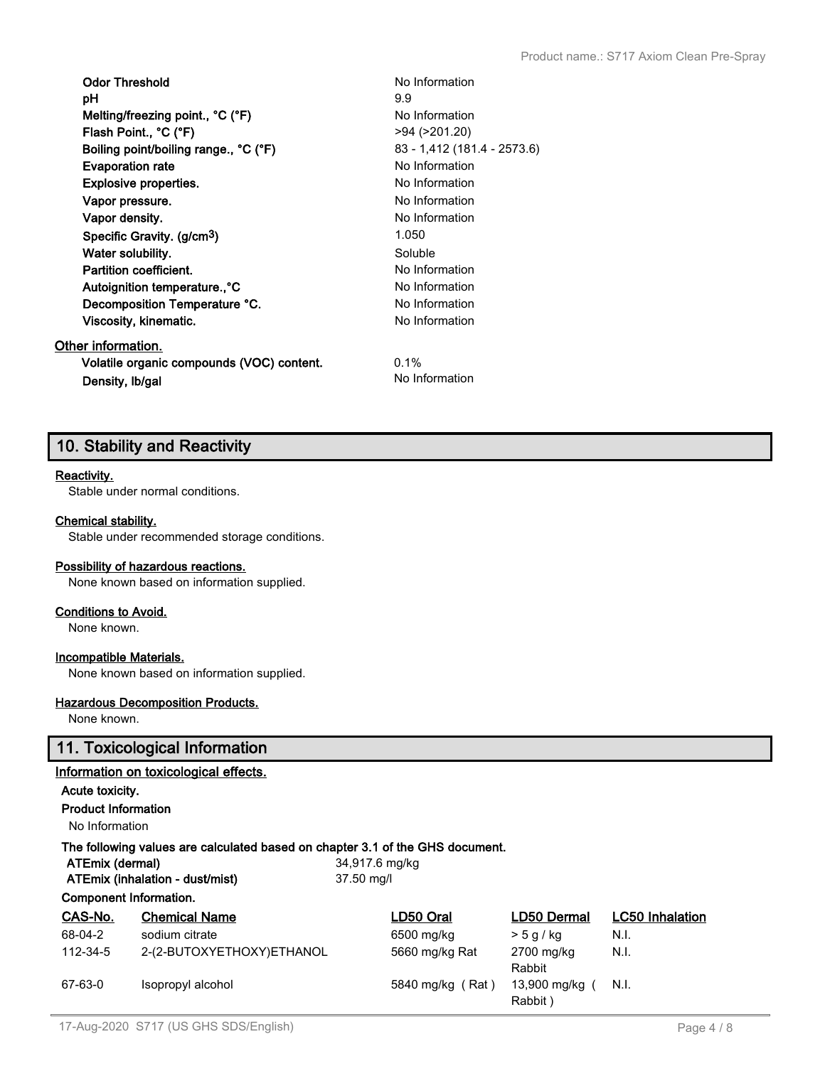| | |
|---|---|
| **Odor Threshold** | No Information |
| **pH** | 9.9 |
| **Melting/freezing point., °C (°F)** | No Information |
| **Flash Point., °C (°F)** | >94 (>201.20) |
| **Boiling point/boiling range., °C (°F)** | 83 - 1,412 (181.4 - 2573.6) |
| **Evaporation rate** | No Information |
| **Explosive properties.** | No Information |
| **Vapor pressure.** | No Information |
| **Vapor density.** | No Information |
| **Specific Gravity. (g/cm$^3$)** | 1.050 |
| **Water solubility.** | Soluble |
| **Partition coefficient.** | No Information |
| **Autoignition temperature.,°C** | No Information |
| **Decomposition Temperature °C.** | No Information |
| **Viscosity, kinematic.** | No Information |

**Other information.**

| | |
|---|---|
| **Volatile organic compounds (VOC) content.** | 0.1% |
| **Density, lb/gal** | No Information |

## 10. Stability and Reactivity

**Reactivity.**

Stable under normal conditions.

**Chemical stability.**

Stable under recommended storage conditions.

**Possibility of hazardous reactions.**

None known based on information supplied.

**Conditions to Avoid.**

None known.

**Incompatible Materials.**

None known based on information supplied.

**Hazardous Decomposition Products.**

None known.

## 11. Toxicological Information

**Information on toxicological effects.**

**Acute toxicity.**

**Product Information**

No Information

**The following values are calculated based on chapter 3.1 of the GHS document.**

| | |
|---|---|
| **ATEmix (dermal)** | 34,917.6 mg/kg |
| **ATEmix (inhalation - dust/mist)** | 37.50 mg/l |

**Component Information.**

| CAS-No. | Chemical Name | LD50 Oral | LD50 Dermal | LC50 Inhalation |
|---|---|---|---|---|
| 68-04-2 | sodium citrate | 6500 mg/kg | > 5 g / kg | N.I. |
| 112-34-5 | 2-(2-BUTOXYETHOXY)ETHANOL | 5660 mg/kg Rat | 2700 mg/kg Rabbit | N.I. |
| 67-63-0 | Isopropyl alcohol | 5840 mg/kg ( Rat ) | 13,900 mg/kg ( Rabbit ) | N.I. |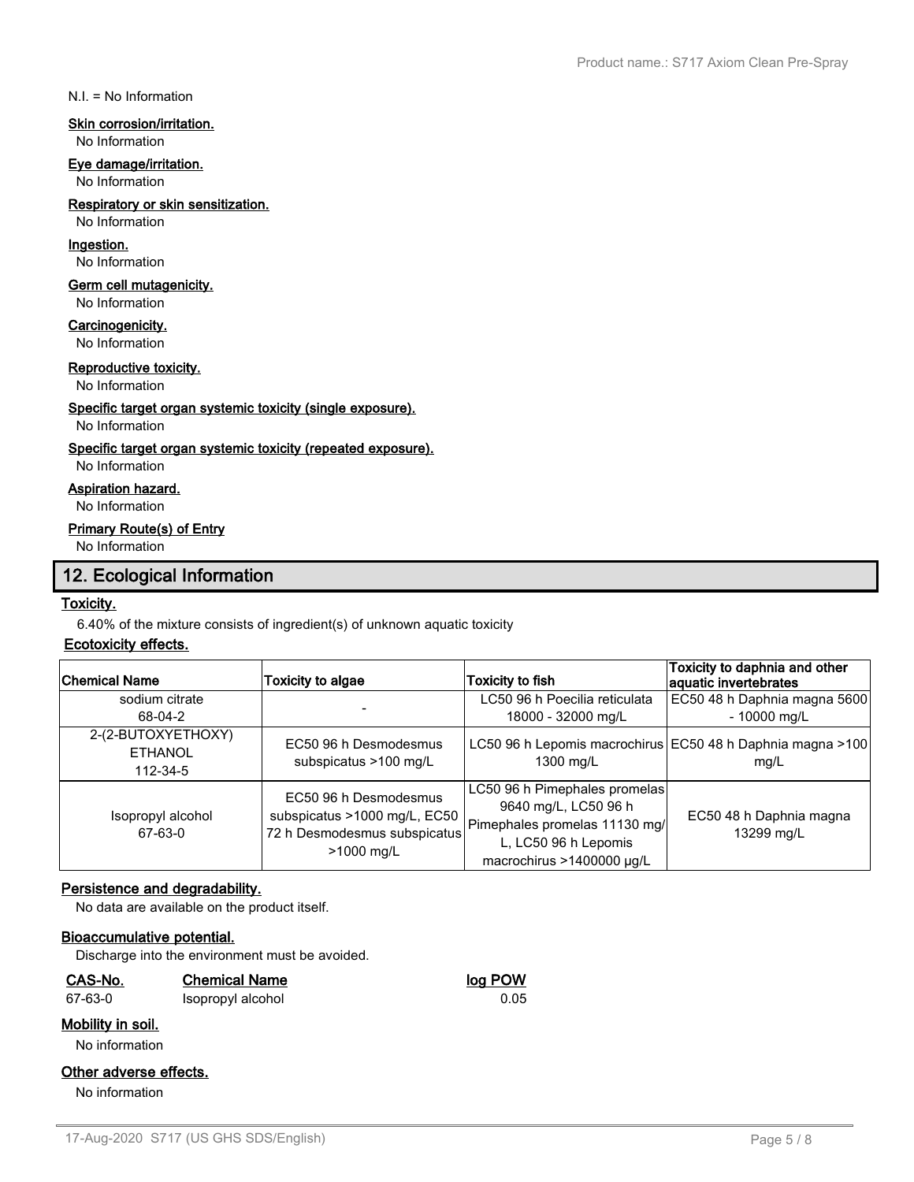N.I. = No Information

**Skin corrosion/irritation.**

No Information

**Eye damage/irritation.**

No Information

**Respiratory or skin sensitization.**

No Information

**Ingestion.**

No Information

**Germ cell mutagenicity.**

No Information

**Carcinogenicity.**

No Information

**Reproductive toxicity.**

No Information

**Specific target organ systemic toxicity (single exposure).**

No Information

**Specific target organ systemic toxicity (repeated exposure).**

No Information

**Aspiration hazard.**

No Information

**Primary Route(s) of Entry**

No Information

## 12. Ecological Information

**Toxicity.**

6.40% of the mixture consists of ingredient(s) of unknown aquatic toxicity

**Ecotoxicity effects.**

| Chemical Name | Toxicity to algae | Toxicity to fish | Toxicity to daphnia and other aquatic invertebrates |
|---|---|---|---|
| sodium citrate 68-04-2 | - | LC50 96 h Poecilia reticulata 18000 - 32000 mg/L | EC50 48 h Daphnia magna 5600 - 10000 mg/L |
| 2-(2-BUTOXYETHOXY) ETHANOL 112-34-5 | EC50 96 h Desmodesmus subspicatus >100 mg/L | LC50 96 h Lepomis macrochirus 1300 mg/L | EC50 48 h Daphnia magna >100 mg/L |
| Isopropyl alcohol 67-63-0 | EC50 96 h Desmodesmus subspicatus >1000 mg/L, EC50 72 h Desmodesmus subspicatus >1000 mg/L | LC50 96 h Pimephales promelas 9640 mg/L, LC50 96 h Pimephales promelas 11130 mg/L, LC50 96 h Lepomis macrochirus >1400000 µg/L | EC50 48 h Daphnia magna 13299 mg/L |

**Persistence and degradability.**

No data are available on the product itself.

**Bioaccumulative potential.**

Discharge into the environment must be avoided.

| CAS-No. | Chemical Name | log POW |
|---|---|---|
| 67-63-0 | Isopropyl alcohol | 0.05 |

**Mobility in soil.**

No information

**Other adverse effects.**

No information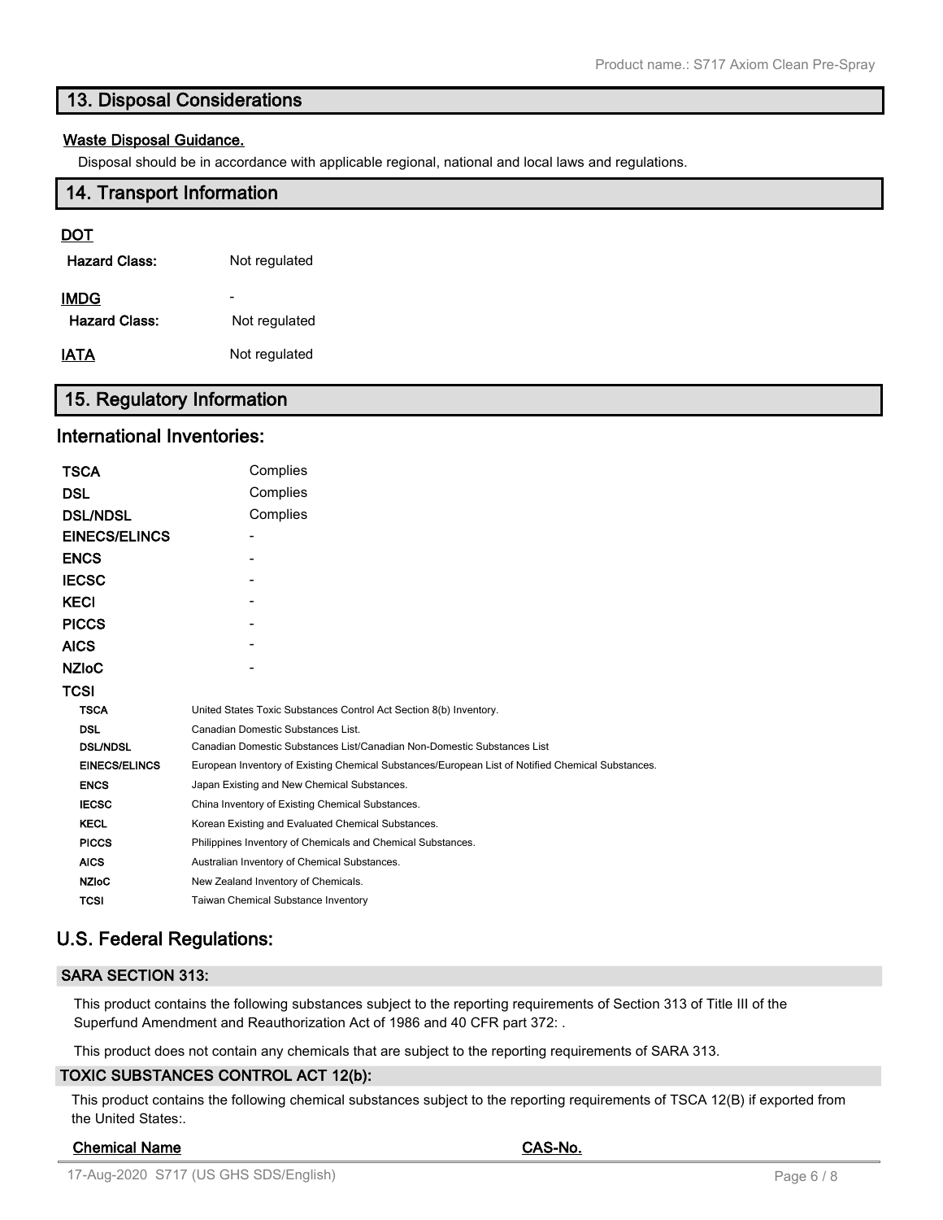## 13. Disposal Considerations

**Waste Disposal Guidance.**

Disposal should be in accordance with applicable regional, national and local laws and regulations.

## 14. Transport Information

**DOT**

| | |
|---|---|
| **Hazard Class:** | Not regulated |

**IMDG** -

| | |
|---|---|
| **Hazard Class:** | Not regulated |

**IATA** Not regulated

## 15. Regulatory Information

### International Inventories:

| | |
|---|---|
| **TSCA** | Complies |
| **DSL** | Complies |
| **DSL/NDSL** | Complies |
| **EINECS/ELINCS** | - |
| **ENCS** | - |
| **IECSC** | - |
| **KECI** | - |
| **PICCS** | - |
| **AICS** | - |
| **NZIoC** | - |
| **TCSI** | |

| | |
|---|---|
| **TSCA** | United States Toxic Substances Control Act Section 8(b) Inventory. |
| **DSL** | Canadian Domestic Substances List. |
| **DSL/NDSL** | Canadian Domestic Substances List/Canadian Non-Domestic Substances List |
| **EINECS/ELINCS** | European Inventory of Existing Chemical Substances/European List of Notified Chemical Substances. |
| **ENCS** | Japan Existing and New Chemical Substances. |
| **IECSC** | China Inventory of Existing Chemical Substances. |
| **KECL** | Korean Existing and Evaluated Chemical Substances. |
| **PICCS** | Philippines Inventory of Chemicals and Chemical Substances. |
| **AICS** | Australian Inventory of Chemical Substances. |
| **NZIoC** | New Zealand Inventory of Chemicals. |
| **TCSI** | Taiwan Chemical Substance Inventory |

### U.S. Federal Regulations:

#### SARA SECTION 313:

This product contains the following substances subject to the reporting requirements of Section 313 of Title III of the Superfund Amendment and Reauthorization Act of 1986 and 40 CFR part 372: .

This product does not contain any chemicals that are subject to the reporting requirements of SARA 313.

#### TOXIC SUBSTANCES CONTROL ACT 12(b):

This product contains the following chemical substances subject to the reporting requirements of TSCA 12(B) if exported from the United States:.

| Chemical Name | CAS-No. |
|---|---|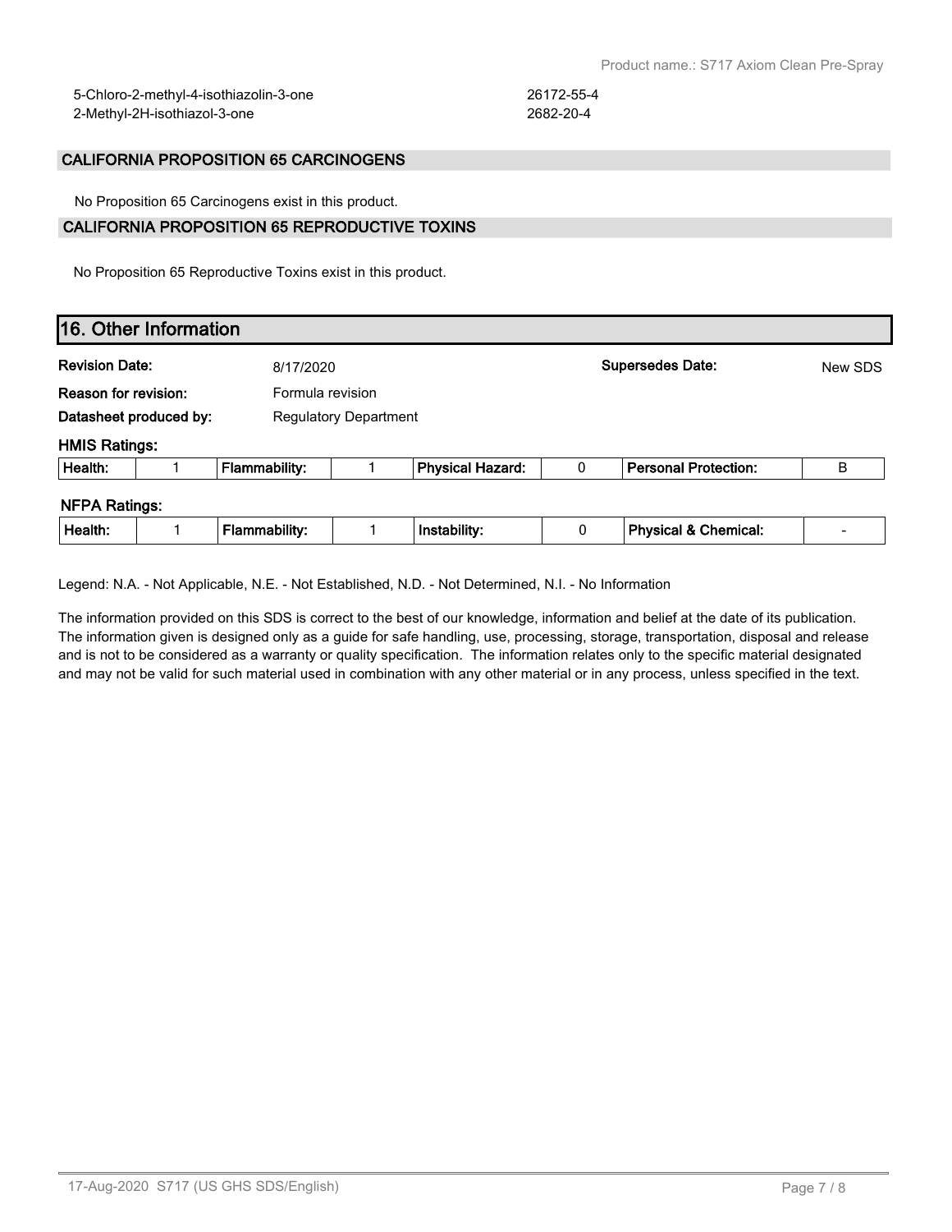| | |
|---|---|
| 5-Chloro-2-methyl-4-isothiazolin-3-one | 26172-55-4 |
| 2-Methyl-2H-isothiazol-3-one | 2682-20-4 |

### CALIFORNIA PROPOSITION 65 CARCINOGENS

No Proposition 65 Carcinogens exist in this product.

### CALIFORNIA PROPOSITION 65 REPRODUCTIVE TOXINS

No Proposition 65 Reproductive Toxins exist in this product.

## 16. Other Information

**Revision Date:** 8/17/2020

**Supersedes Date:** New SDS

**Reason for revision:** Formula revision

**Datasheet produced by:** Regulatory Department

**HMIS Ratings:**

| | | | | | | | |
|---|---|---|---|---|---|---|---|
| **Health:** | 1 | **Flammability:** | 1 | **Physical Hazard:** | 0 | **Personal Protection:** | B |

**NFPA Ratings:**

| | | | | | | | |
|---|---|---|---|---|---|---|---|
| **Health:** | 1 | **Flammability:** | 1 | **Instability:** | 0 | **Physical & Chemical:** | - |

Legend: N.A. - Not Applicable, N.E. - Not Established, N.D. - Not Determined, N.I. - No Information

The information provided on this SDS is correct to the best of our knowledge, information and belief at the date of its publication. The information given is designed only as a guide for safe handling, use, processing, storage, transportation, disposal and release and is not to be considered as a warranty or quality specification. The information relates only to the specific material designated and may not be valid for such material used in combination with any other material or in any process, unless specified in the text.